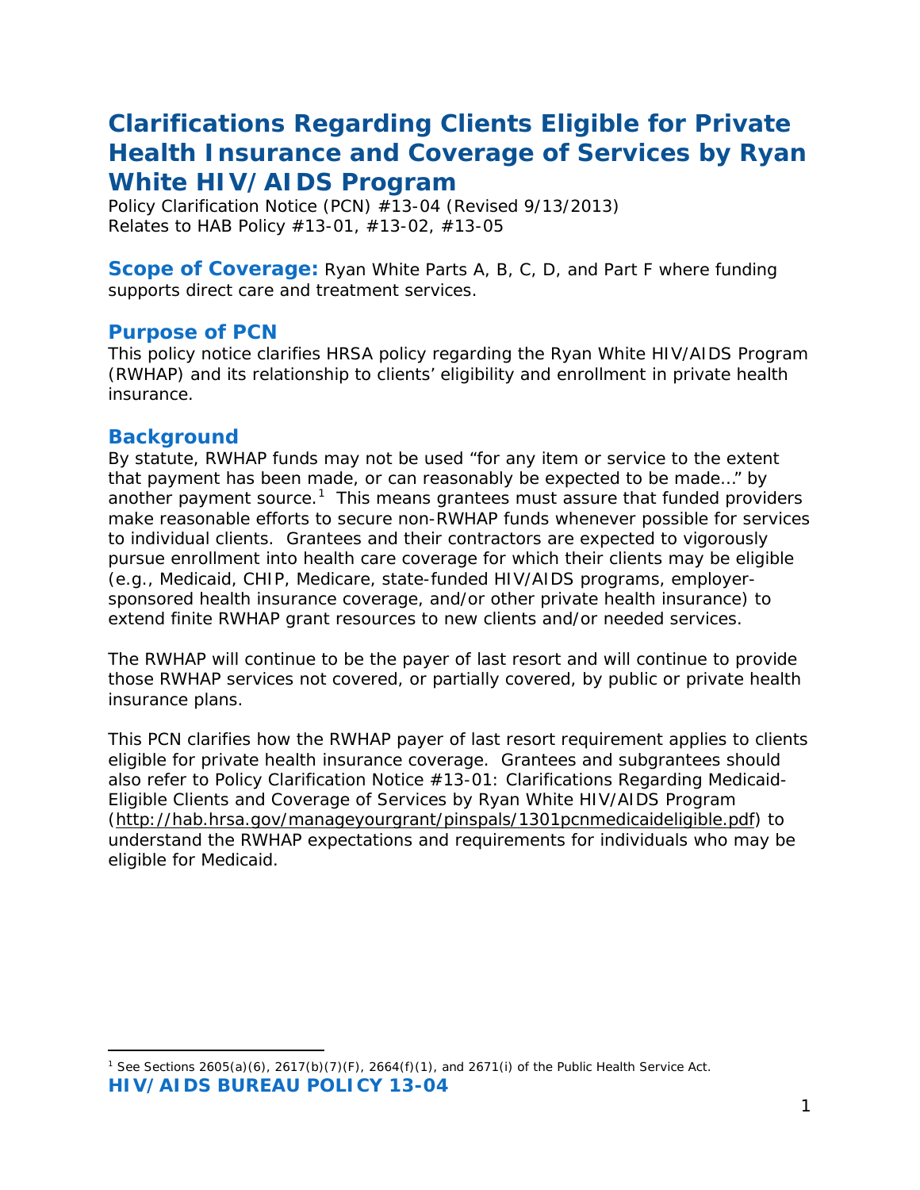# Clarifications Regarding Clients Eligible for Private Health Insurance and Coverage of Services by Ryan White HIV/AIDS Program

Policy Clarification Notice (PCN) #13-04 (Revised 9/13/2013)
Relates to HAB Policy #13-01, #13-02, #13-05

**Scope of Coverage:** Ryan White Parts A, B, C, D, and Part F where funding supports direct care and treatment services.

## Purpose of PCN

This policy notice clarifies HRSA policy regarding the Ryan White HIV/AIDS Program (RWHAP) and its relationship to clients' eligibility and enrollment in private health insurance.

## Background

By statute, RWHAP funds may not be used "for any item or service to the extent that payment has been made, or can reasonably be expected to be made..." by another payment source.[1] This means grantees must assure that funded providers make reasonable efforts to secure non-RWHAP funds whenever possible for services to individual clients. Grantees and their contractors are expected to vigorously pursue enrollment into health care coverage for which their clients may be eligible (e.g., Medicaid, CHIP, Medicare, state-funded HIV/AIDS programs, employer-sponsored health insurance coverage, and/or other private health insurance) to extend finite RWHAP grant resources to new clients and/or needed services.

The RWHAP will continue to be the payer of last resort and will continue to provide those RWHAP services not covered, or partially covered, by public or private health insurance plans.

This PCN clarifies how the RWHAP payer of last resort requirement applies to clients eligible for private health insurance coverage. Grantees and subgrantees should also refer to Policy Clarification Notice #13-01: Clarifications Regarding Medicaid-Eligible Clients and Coverage of Services by Ryan White HIV/AIDS Program (http://hab.hrsa.gov/manageyourgrant/pinspals/1301pcnmedicaideligible.pdf) to understand the RWHAP expectations and requirements for individuals who may be eligible for Medicaid.

[1] See Sections 2605(a)(6), 2617(b)(7)(F), 2664(f)(1), and 2671(i) of the Public Health Service Act.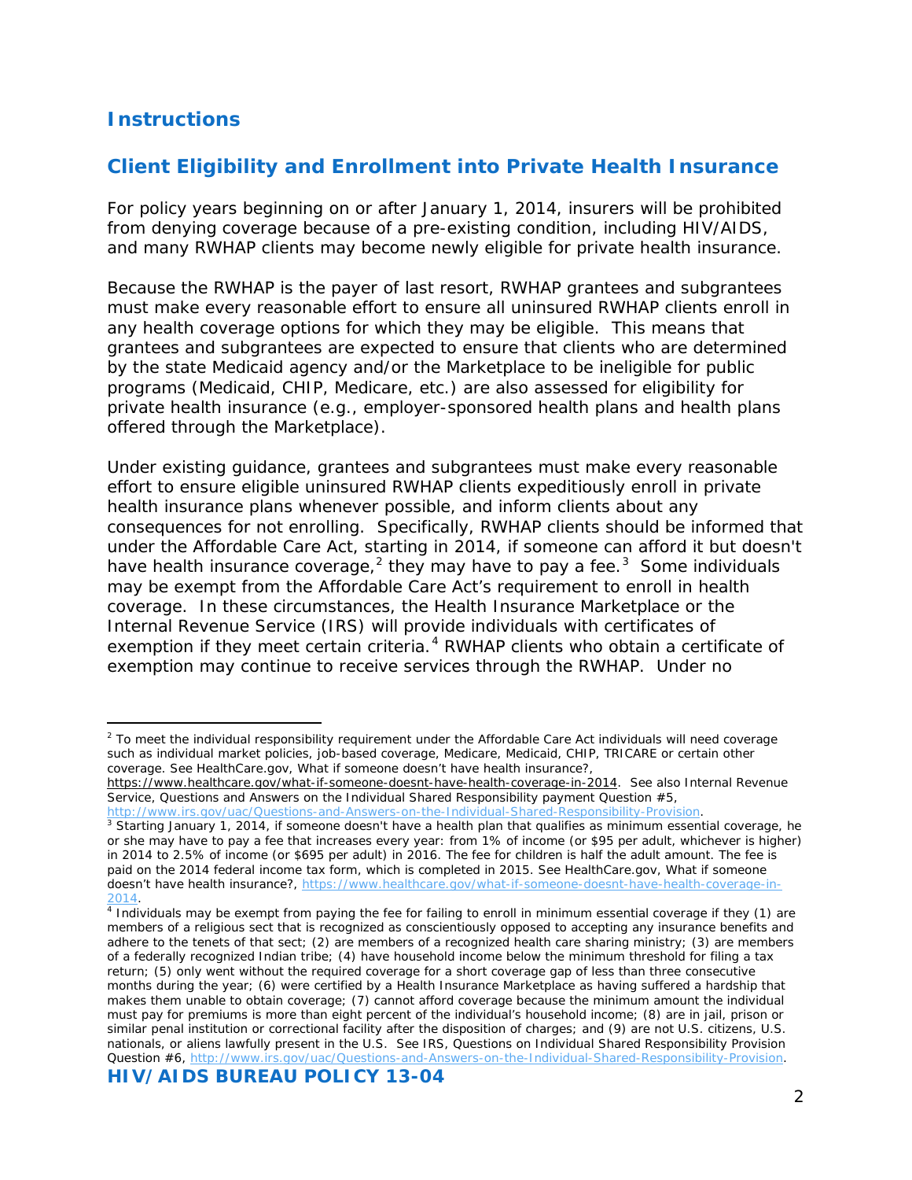## Instructions

## Client Eligibility and Enrollment into Private Health Insurance

For policy years beginning on or after January 1, 2014, insurers will be prohibited from denying coverage because of a pre-existing condition, including HIV/AIDS, and many RWHAP clients may become newly eligible for private health insurance.

Because the RWHAP is the payer of last resort, RWHAP grantees and subgrantees must make every reasonable effort to ensure all uninsured RWHAP clients enroll in any health coverage options for which they may be eligible. This means that grantees and subgrantees are expected to ensure that clients who are determined by the state Medicaid agency and/or the Marketplace to be ineligible for public programs (Medicaid, CHIP, Medicare, etc.) are also assessed for eligibility for private health insurance (e.g., employer-sponsored health plans and health plans offered through the Marketplace).

Under existing guidance, grantees and subgrantees must make every reasonable effort to ensure eligible uninsured RWHAP clients expeditiously enroll in private health insurance plans whenever possible, and inform clients about any consequences for not enrolling. Specifically, RWHAP clients should be informed that under the Affordable Care Act, starting in 2014, if someone can afford it but doesn't have health insurance coverage,[2] they may have to pay a fee.[3] Some individuals may be exempt from the Affordable Care Act's requirement to enroll in health coverage. In these circumstances, the Health Insurance Marketplace or the Internal Revenue Service (IRS) will provide individuals with certificates of exemption if they meet certain criteria.[4] RWHAP clients who obtain a certificate of exemption may continue to receive services through the RWHAP. Under no

---

[2] To meet the individual responsibility requirement under the Affordable Care Act individuals will need coverage such as individual market policies, job-based coverage, Medicare, Medicaid, CHIP, TRICARE or certain other coverage. See HealthCare.gov, What if someone doesn't have health insurance?, https://www.healthcare.gov/what-if-someone-doesnt-have-health-coverage-in-2014. See also Internal Revenue Service, Questions and Answers on the Individual Shared Responsibility payment Question #5, http://www.irs.gov/uac/Questions-and-Answers-on-the-Individual-Shared-Responsibility-Provision.

[3] Starting January 1, 2014, if someone doesn't have a health plan that qualifies as minimum essential coverage, he or she may have to pay a fee that increases every year: from 1% of income (or $95 per adult, whichever is higher) in 2014 to 2.5% of income (or $695 per adult) in 2016. The fee for children is half the adult amount. The fee is paid on the 2014 federal income tax form, which is completed in 2015. See HealthCare.gov, What if someone doesn't have health insurance?, https://www.healthcare.gov/what-if-someone-doesnt-have-health-coverage-in-2014.

[4] Individuals may be exempt from paying the fee for failing to enroll in minimum essential coverage if they (1) are members of a religious sect that is recognized as conscientiously opposed to accepting any insurance benefits and adhere to the tenets of that sect; (2) are members of a recognized health care sharing ministry; (3) are members of a federally recognized Indian tribe; (4) have household income below the minimum threshold for filing a tax return; (5) only went without the required coverage for a short coverage gap of less than three consecutive months during the year; (6) were certified by a Health Insurance Marketplace as having suffered a hardship that makes them unable to obtain coverage; (7) cannot afford coverage because the minimum amount the individual must pay for premiums is more than eight percent of the individual's household income; (8) are in jail, prison or similar penal institution or correctional facility after the disposition of charges; and (9) are not U.S. citizens, U.S. nationals, or aliens lawfully present in the U.S. See IRS, Questions on Individual Shared Responsibility Provision Question #6, http://www.irs.gov/uac/Questions-and-Answers-on-the-Individual-Shared-Responsibility-Provision.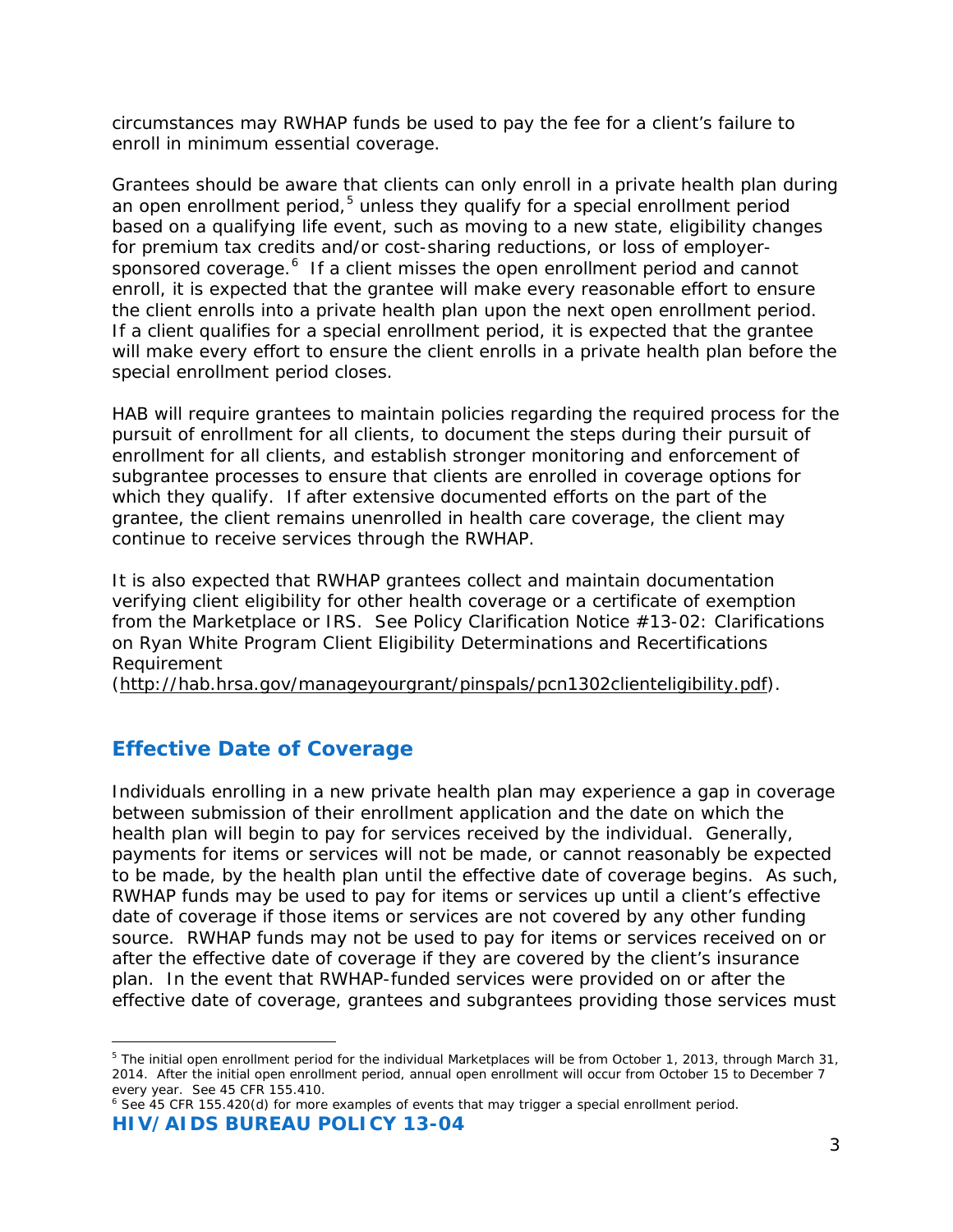circumstances may RWHAP funds be used to pay the fee for a client's failure to enroll in minimum essential coverage.

Grantees should be aware that clients can only enroll in a private health plan during an open enrollment period,[5] unless they qualify for a special enrollment period based on a qualifying life event, such as moving to a new state, eligibility changes for premium tax credits and/or cost-sharing reductions, or loss of employer-sponsored coverage.[6] If a client misses the open enrollment period and cannot enroll, it is expected that the grantee will make every reasonable effort to ensure the client enrolls into a private health plan upon the next open enrollment period. If a client qualifies for a special enrollment period, it is expected that the grantee will make every effort to ensure the client enrolls in a private health plan before the special enrollment period closes.

HAB will require grantees to maintain policies regarding the required process for the pursuit of enrollment for all clients, to document the steps during their pursuit of enrollment for all clients, and establish stronger monitoring and enforcement of subgrantee processes to ensure that clients are enrolled in coverage options for which they qualify. If after extensive documented efforts on the part of the grantee, the client remains unenrolled in health care coverage, the client may continue to receive services through the RWHAP.

It is also expected that RWHAP grantees collect and maintain documentation verifying client eligibility for other health coverage or a certificate of exemption from the Marketplace or IRS. See Policy Clarification Notice #13-02: Clarifications on Ryan White Program Client Eligibility Determinations and Recertifications Requirement (http://hab.hrsa.gov/manageyourgrant/pinspals/pcn1302clienteligibility.pdf).

## Effective Date of Coverage

Individuals enrolling in a new private health plan may experience a gap in coverage between submission of their enrollment application and the date on which the health plan will begin to pay for services received by the individual. Generally, payments for items or services will not be made, or cannot reasonably be expected to be made, by the health plan until the effective date of coverage begins. As such, RWHAP funds may be used to pay for items or services up until a client's effective date of coverage if those items or services are not covered by any other funding source. RWHAP funds may not be used to pay for items or services received on or after the effective date of coverage if they are covered by the client's insurance plan. In the event that RWHAP-funded services were provided on or after the effective date of coverage, grantees and subgrantees providing those services must

---

[5] The initial open enrollment period for the individual Marketplaces will be from October 1, 2013, through March 31, 2014. After the initial open enrollment period, annual open enrollment will occur from October 15 to December 7 every year. See 45 CFR 155.410.

[6] See 45 CFR 155.420(d) for more examples of events that may trigger a special enrollment period.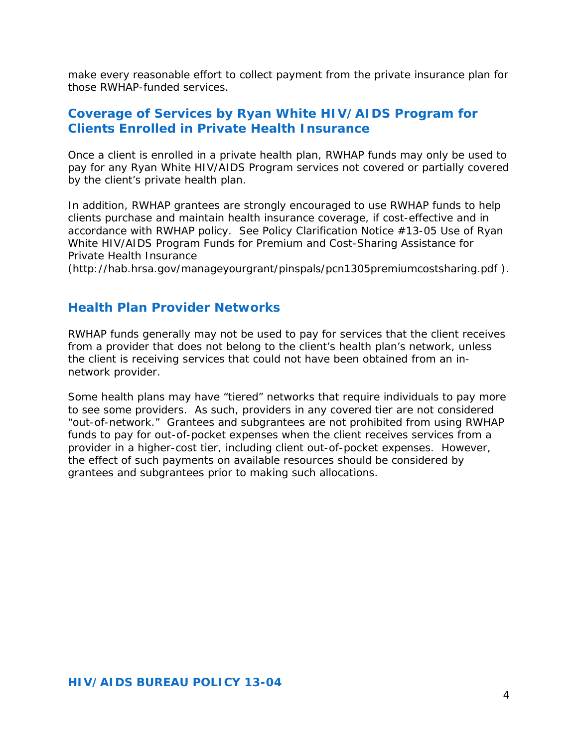make every reasonable effort to collect payment from the private insurance plan for those RWHAP-funded services.

## Coverage of Services by Ryan White HIV/AIDS Program for Clients Enrolled in Private Health Insurance

Once a client is enrolled in a private health plan, RWHAP funds may only be used to pay for any Ryan White HIV/AIDS Program services not covered or partially covered by the client's private health plan.

In addition, RWHAP grantees are strongly encouraged to use RWHAP funds to help clients purchase and maintain health insurance coverage, if cost-effective and in accordance with RWHAP policy. See Policy Clarification Notice #13-05 Use of Ryan White HIV/AIDS Program Funds for Premium and Cost-Sharing Assistance for Private Health Insurance (http://hab.hrsa.gov/manageyourgrant/pinspals/pcn1305premiumcostsharing.pdf ).

## Health Plan Provider Networks

RWHAP funds generally may not be used to pay for services that the client receives from a provider that does not belong to the client's health plan's network, unless the client is receiving services that could not have been obtained from an in-network provider.

Some health plans may have "tiered" networks that require individuals to pay more to see some providers. As such, providers in any covered tier are not considered "out-of-network." Grantees and subgrantees are not prohibited from using RWHAP funds to pay for out-of-pocket expenses when the client receives services from a provider in a higher-cost tier, including client out-of-pocket expenses. However, the effect of such payments on available resources should be considered by grantees and subgrantees prior to making such allocations.